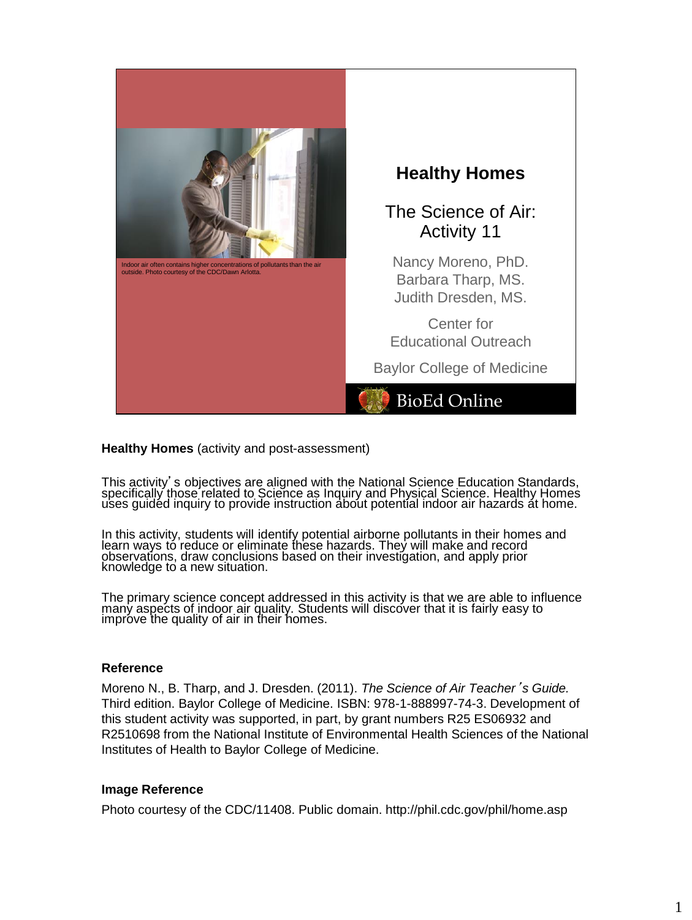Indoor air often contains higher concentrations of pollutants than the air outside. Photo courtesy of the CDC/Dawn Arlotta.

# Healthy Homes

## The Science of Air: Activity 11

Nancy Moreno, PhD.
Barbara Tharp, MS.
Judith Dresden, MS.

Center for Educational Outreach

Baylor College of Medicine

BioEd Online

**Healthy Homes** (activity and post-assessment)

This activity's objectives are aligned with the National Science Education Standards, specifically those related to Science as Inquiry and Physical Science. Healthy Homes uses guided inquiry to provide instruction about potential indoor air hazards at home.

In this activity, students will identify potential airborne pollutants in their homes and learn ways to reduce or eliminate these hazards. They will make and record observations, draw conclusions based on their investigation, and apply prior knowledge to a new situation.

The primary science concept addressed in this activity is that we are able to influence many aspects of indoor air quality. Students will discover that it is fairly easy to improve the quality of air in their homes.

### Reference

Moreno N., B. Tharp, and J. Dresden. (2011). *The Science of Air Teacher's Guide.* Third edition. Baylor College of Medicine. ISBN: 978-1-888997-74-3. Development of this student activity was supported, in part, by grant numbers R25 ES06932 and R2510698 from the National Institute of Environmental Health Sciences of the National Institutes of Health to Baylor College of Medicine.

### Image Reference

Photo courtesy of the CDC/11408. Public domain. http://phil.cdc.gov/phil/home.asp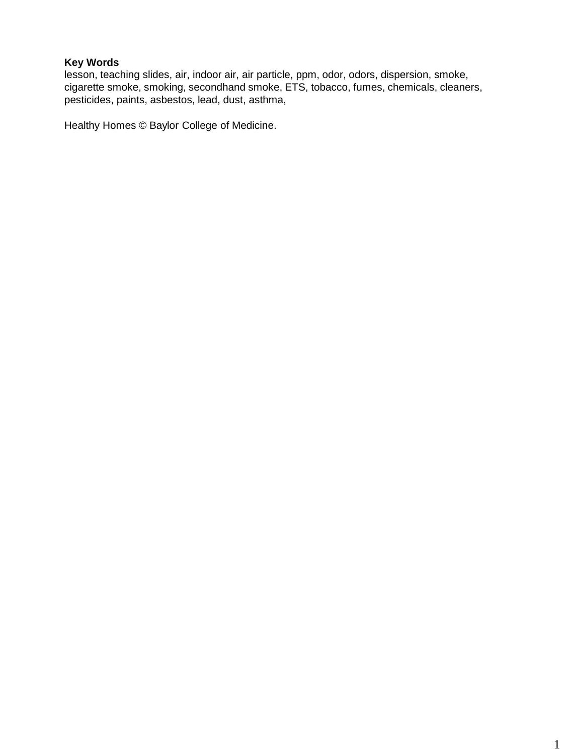**Key Words**
lesson, teaching slides, air, indoor air, air particle, ppm, odor, odors, dispersion, smoke, cigarette smoke, smoking, secondhand smoke, ETS, tobacco, fumes, chemicals, cleaners, pesticides, paints, asbestos, lead, dust, asthma,

Healthy Homes © Baylor College of Medicine.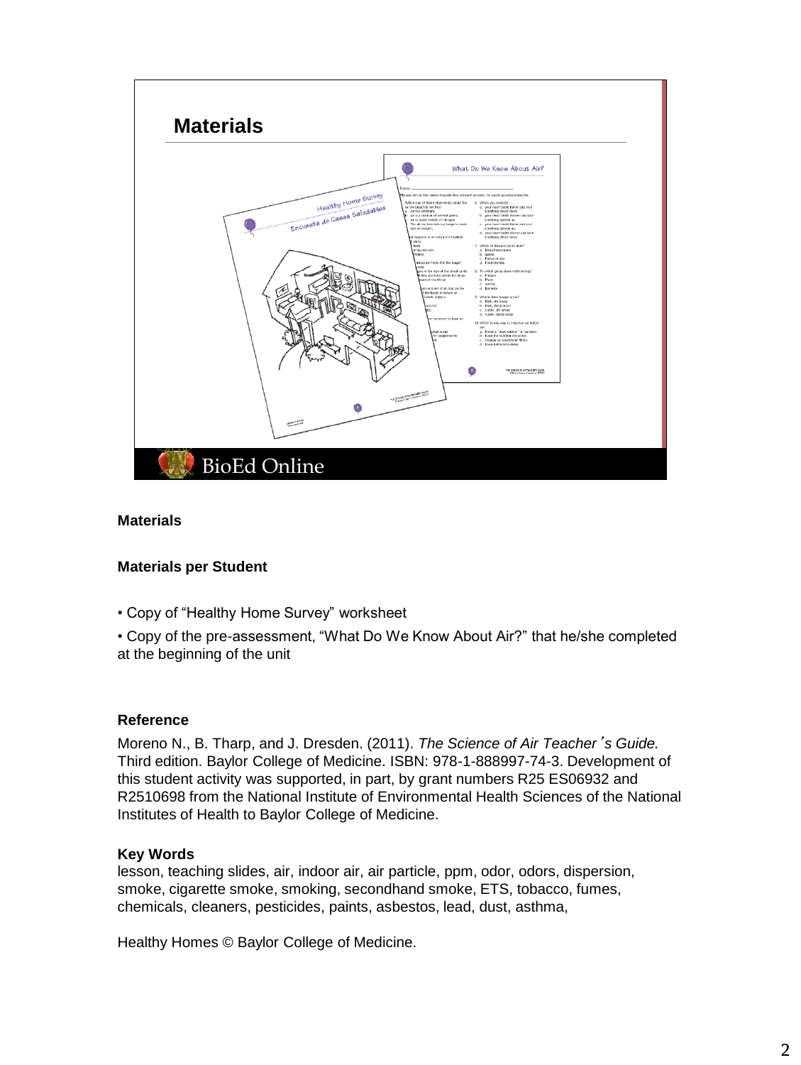## Materials

**Materials**

**Materials per Student**

- Copy of "Healthy Home Survey" worksheet
- Copy of the pre-assessment, "What Do We Know About Air?" that he/she completed at the beginning of the unit

**Reference**

Moreno N., B. Tharp, and J. Dresden. (2011). *The Science of Air Teacher's Guide.* Third edition. Baylor College of Medicine. ISBN: 978-1-888997-74-3. Development of this student activity was supported, in part, by grant numbers R25 ES06932 and R2510698 from the National Institute of Environmental Health Sciences of the National Institutes of Health to Baylor College of Medicine.

**Key Words**

lesson, teaching slides, air, indoor air, air particle, ppm, odor, odors, dispersion, smoke, cigarette smoke, smoking, secondhand smoke, ETS, tobacco, fumes, chemicals, cleaners, pesticides, paints, asbestos, lead, dust, asthma,

Healthy Homes © Baylor College of Medicine.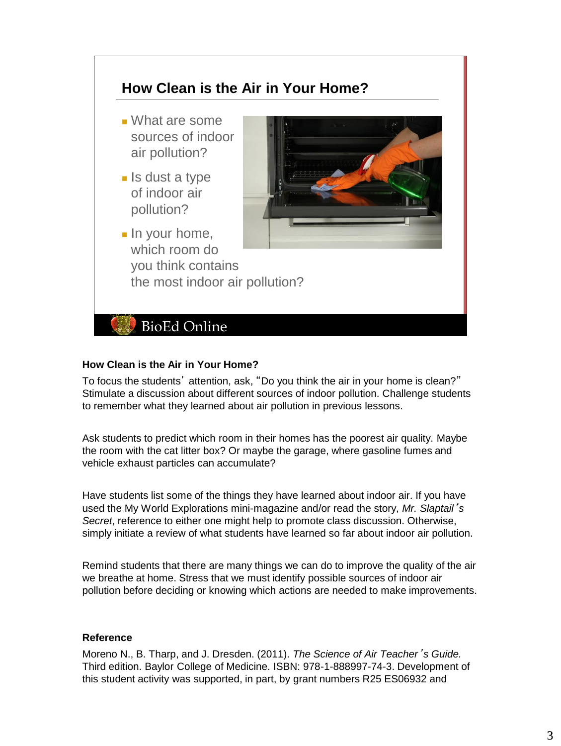## How Clean is the Air in Your Home?

- What are some sources of indoor air pollution?
- Is dust a type of indoor air pollution?
- In your home, which room do you think contains the most indoor air pollution?

BioEd Online

**How Clean is the Air in Your Home?**

To focus the students' attention, ask, "Do you think the air in your home is clean?" Stimulate a discussion about different sources of indoor pollution. Challenge students to remember what they learned about air pollution in previous lessons.

Ask students to predict which room in their homes has the poorest air quality. Maybe the room with the cat litter box? Or maybe the garage, where gasoline fumes and vehicle exhaust particles can accumulate?

Have students list some of the things they have learned about indoor air. If you have used the My World Explorations mini-magazine and/or read the story, *Mr. Slaptail's Secret*, reference to either one might help to promote class discussion. Otherwise, simply initiate a review of what students have learned so far about indoor air pollution.

Remind students that there are many things we can do to improve the quality of the air we breathe at home. Stress that we must identify possible sources of indoor air pollution before deciding or knowing which actions are needed to make improvements.

**Reference**

Moreno N., B. Tharp, and J. Dresden. (2011). *The Science of Air Teacher's Guide.* Third edition. Baylor College of Medicine. ISBN: 978-1-888997-74-3. Development of this student activity was supported, in part, by grant numbers R25 ES06932 and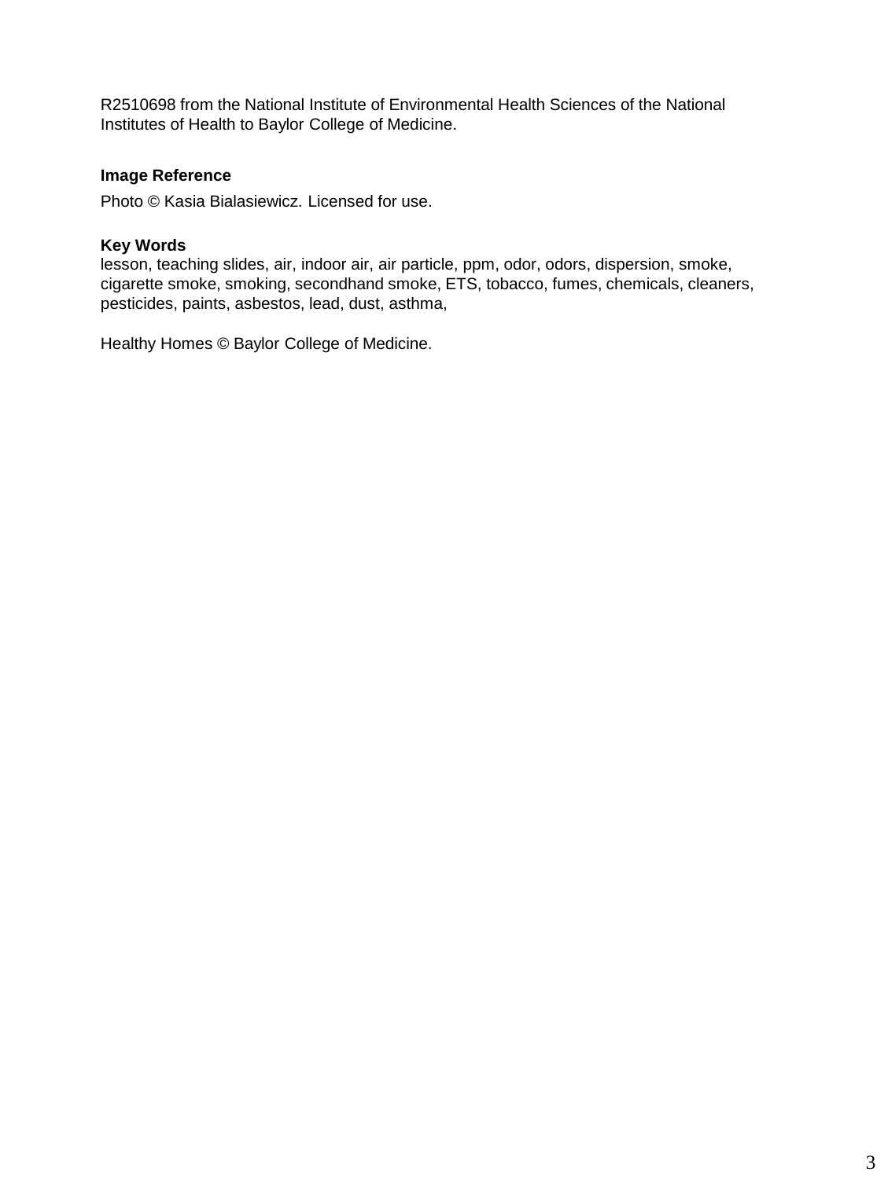R2510698 from the National Institute of Environmental Health Sciences of the National Institutes of Health to Baylor College of Medicine.

**Image Reference**

Photo © Kasia Bialasiewicz. Licensed for use.

**Key Words**

lesson, teaching slides, air, indoor air, air particle, ppm, odor, odors, dispersion, smoke, cigarette smoke, smoking, secondhand smoke, ETS, tobacco, fumes, chemicals, cleaners, pesticides, paints, asbestos, lead, dust, asthma,

Healthy Homes © Baylor College of Medicine.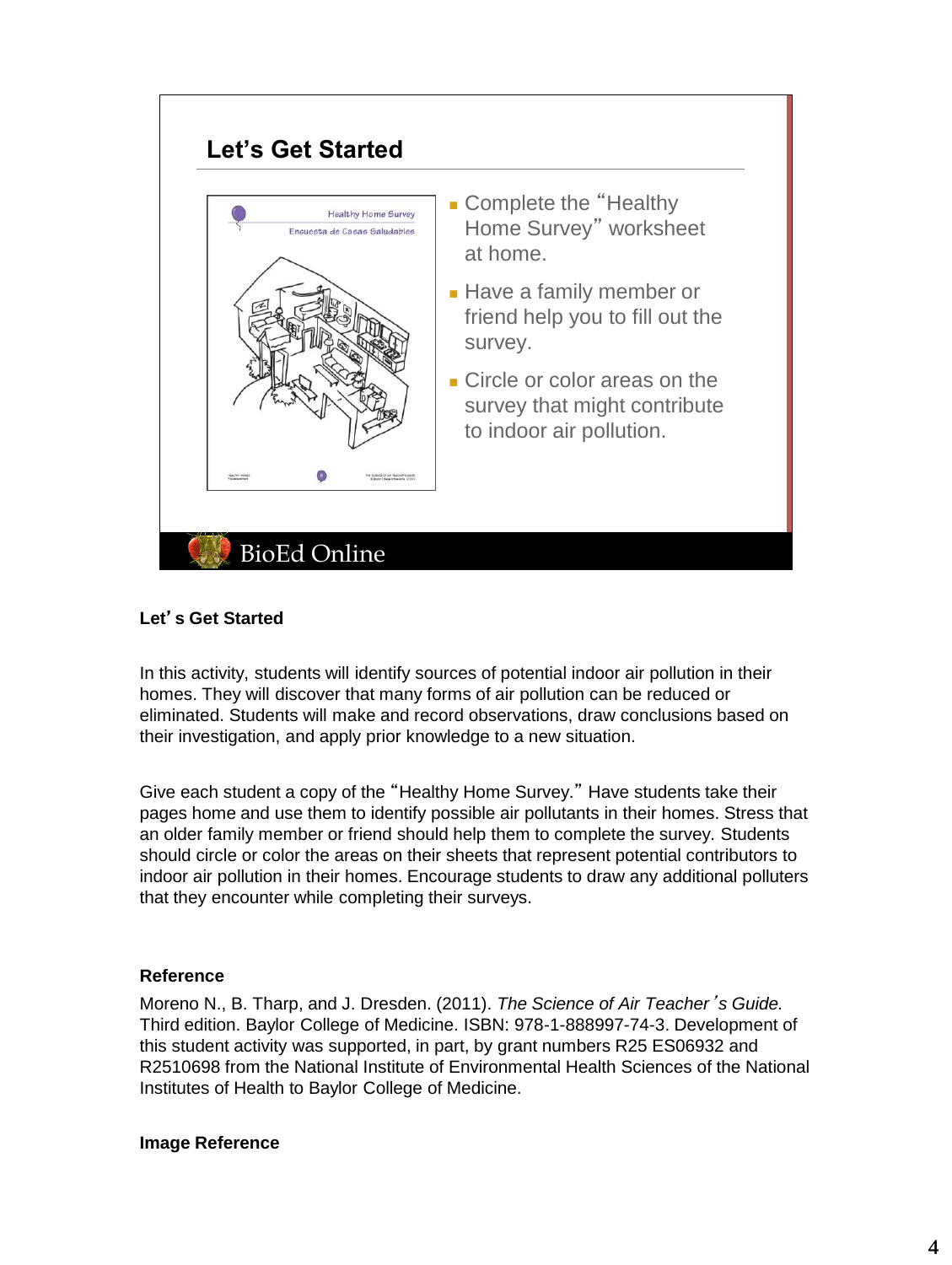## Let's Get Started

- Complete the "Healthy Home Survey" worksheet at home.
- Have a family member or friend help you to fill out the survey.
- Circle or color areas on the survey that might contribute to indoor air pollution.

BioEd Online

**Let's Get Started**

In this activity, students will identify sources of potential indoor air pollution in their homes. They will discover that many forms of air pollution can be reduced or eliminated. Students will make and record observations, draw conclusions based on their investigation, and apply prior knowledge to a new situation.

Give each student a copy of the "Healthy Home Survey." Have students take their pages home and use them to identify possible air pollutants in their homes. Stress that an older family member or friend should help them to complete the survey. Students should circle or color the areas on their sheets that represent potential contributors to indoor air pollution in their homes. Encourage students to draw any additional polluters that they encounter while completing their surveys.

**Reference**

Moreno N., B. Tharp, and J. Dresden. (2011). *The Science of Air Teacher's Guide.* Third edition. Baylor College of Medicine. ISBN: 978-1-888997-74-3. Development of this student activity was supported, in part, by grant numbers R25 ES06932 and R2510698 from the National Institute of Environmental Health Sciences of the National Institutes of Health to Baylor College of Medicine.

**Image Reference**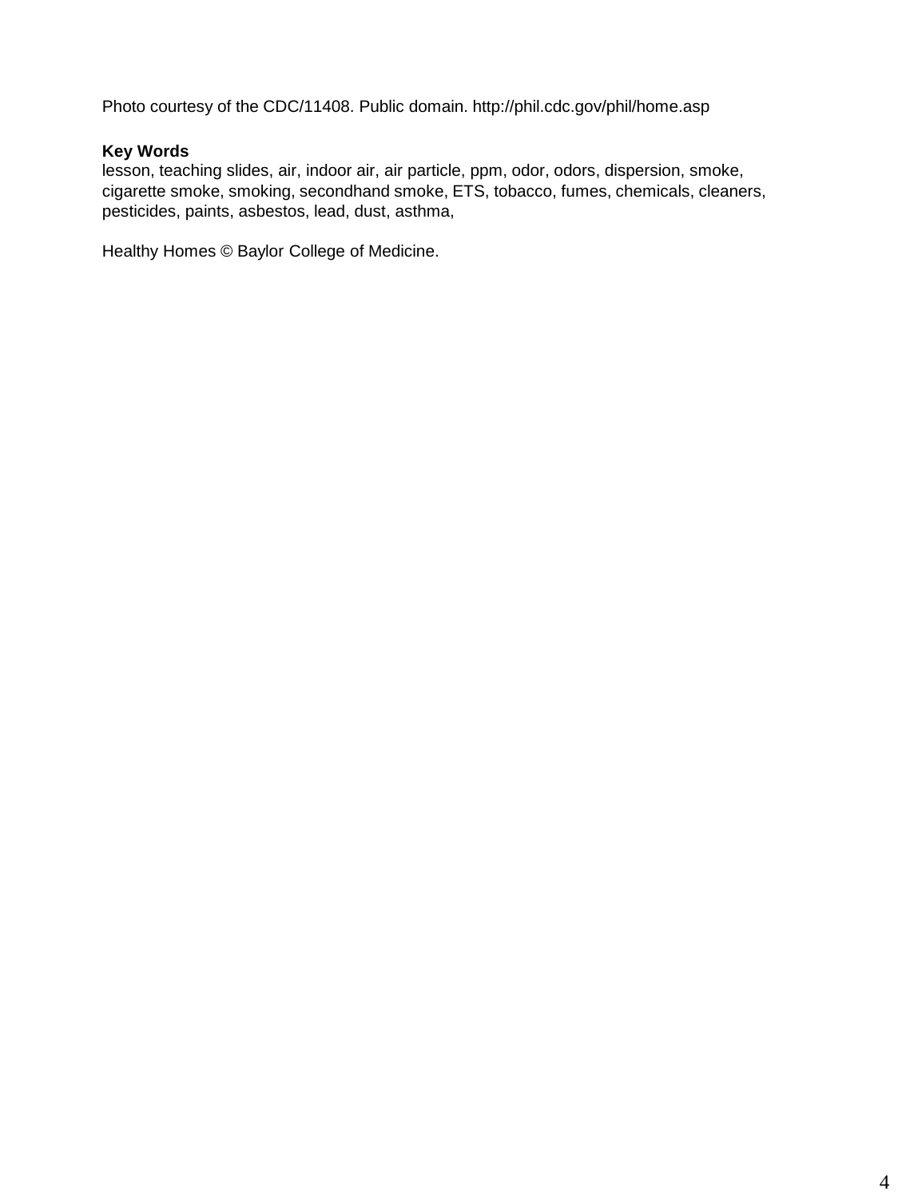Photo courtesy of the CDC/11408. Public domain. http://phil.cdc.gov/phil/home.asp

**Key Words**
lesson, teaching slides, air, indoor air, air particle, ppm, odor, odors, dispersion, smoke, cigarette smoke, smoking, secondhand smoke, ETS, tobacco, fumes, chemicals, cleaners, pesticides, paints, asbestos, lead, dust, asthma,

Healthy Homes © Baylor College of Medicine.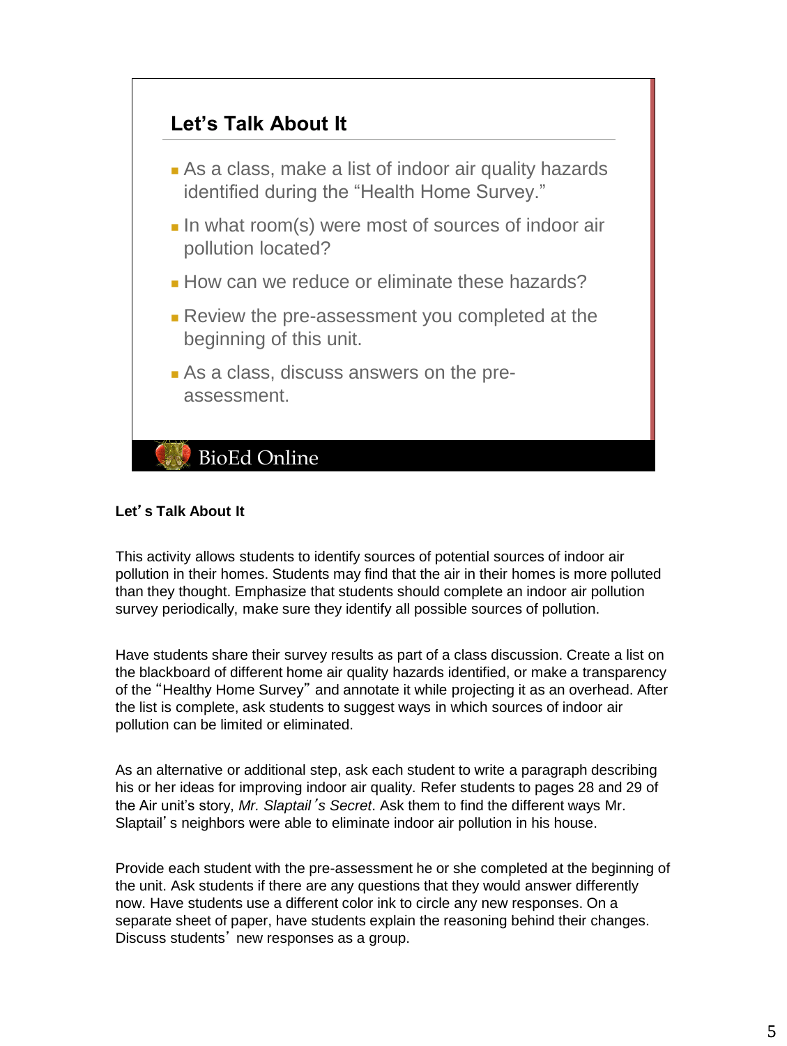## Let's Talk About It

- As a class, make a list of indoor air quality hazards identified during the "Health Home Survey."
- In what room(s) were most of sources of indoor air pollution located?
- How can we reduce or eliminate these hazards?
- Review the pre-assessment you completed at the beginning of this unit.
- As a class, discuss answers on the pre-assessment.

BioEd Online

**Let's Talk About It**

This activity allows students to identify sources of potential sources of indoor air pollution in their homes. Students may find that the air in their homes is more polluted than they thought. Emphasize that students should complete an indoor air pollution survey periodically, make sure they identify all possible sources of pollution.

Have students share their survey results as part of a class discussion. Create a list on the blackboard of different home air quality hazards identified, or make a transparency of the "Healthy Home Survey" and annotate it while projecting it as an overhead. After the list is complete, ask students to suggest ways in which sources of indoor air pollution can be limited or eliminated.

As an alternative or additional step, ask each student to write a paragraph describing his or her ideas for improving indoor air quality. Refer students to pages 28 and 29 of the Air unit's story, *Mr. Slaptail's Secret*. Ask them to find the different ways Mr. Slaptail's neighbors were able to eliminate indoor air pollution in his house.

Provide each student with the pre-assessment he or she completed at the beginning of the unit. Ask students if there are any questions that they would answer differently now. Have students use a different color ink to circle any new responses. On a separate sheet of paper, have students explain the reasoning behind their changes. Discuss students' new responses as a group.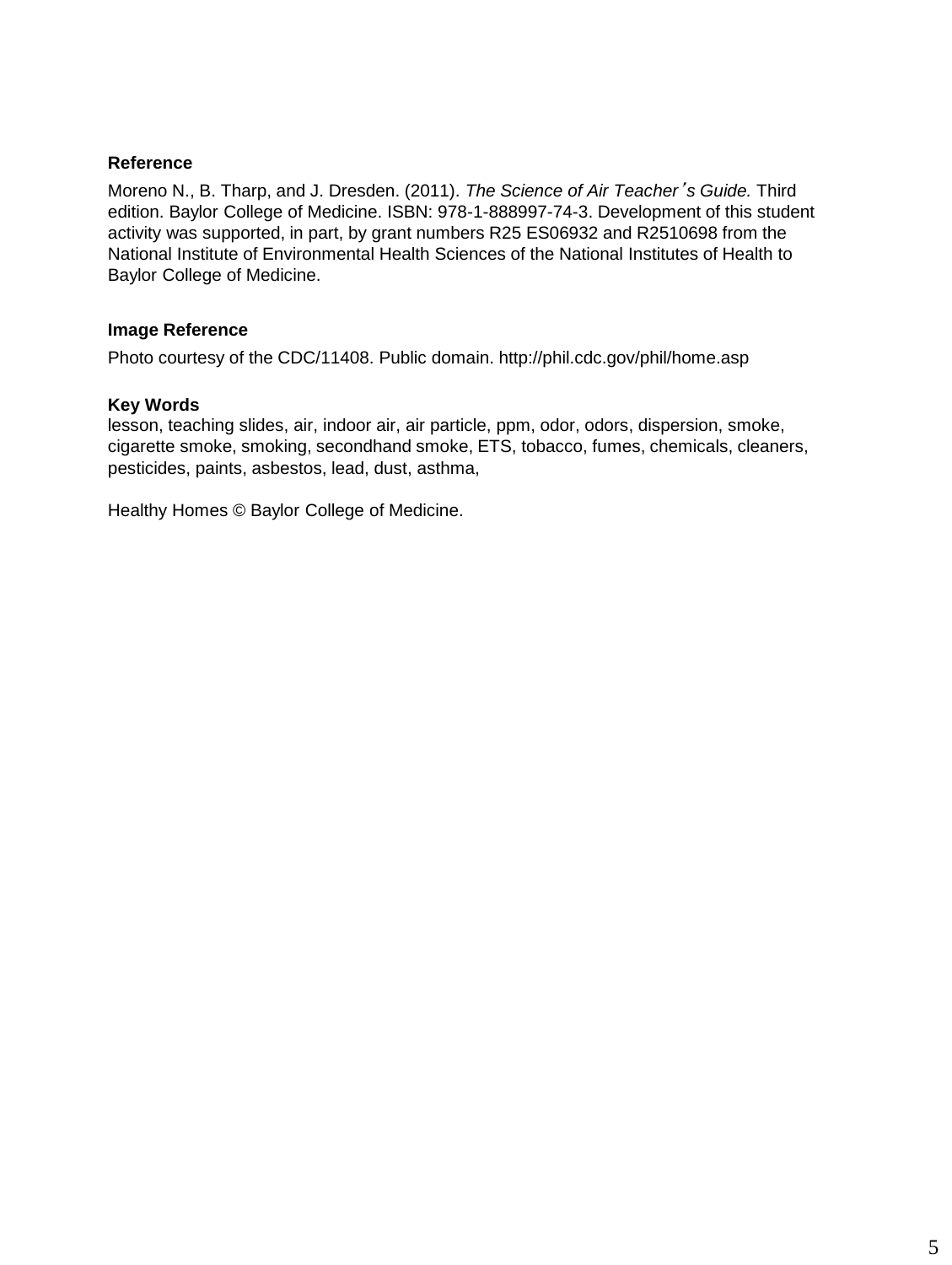**Reference**

Moreno N., B. Tharp, and J. Dresden. (2011). *The Science of Air Teacher's Guide.* Third edition. Baylor College of Medicine. ISBN: 978-1-888997-74-3. Development of this student activity was supported, in part, by grant numbers R25 ES06932 and R2510698 from the National Institute of Environmental Health Sciences of the National Institutes of Health to Baylor College of Medicine.

**Image Reference**

Photo courtesy of the CDC/11408. Public domain. http://phil.cdc.gov/phil/home.asp

**Key Words**

lesson, teaching slides, air, indoor air, air particle, ppm, odor, odors, dispersion, smoke, cigarette smoke, smoking, secondhand smoke, ETS, tobacco, fumes, chemicals, cleaners, pesticides, paints, asbestos, lead, dust, asthma,

Healthy Homes © Baylor College of Medicine.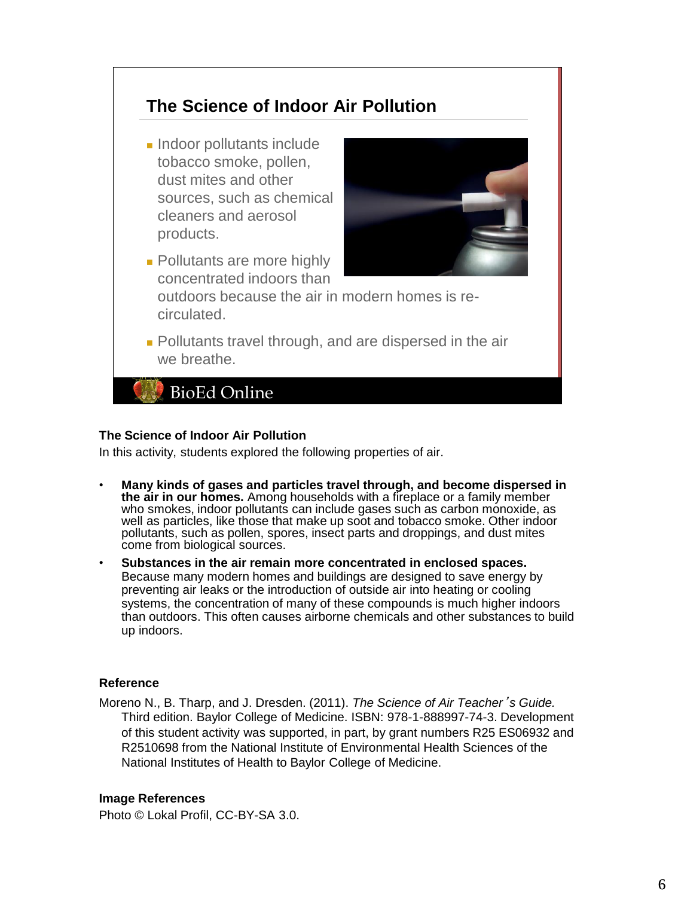## The Science of Indoor Air Pollution

- Indoor pollutants include tobacco smoke, pollen, dust mites and other sources, such as chemical cleaners and aerosol products.
- Pollutants are more highly concentrated indoors than outdoors because the air in modern homes is re-circulated.
- Pollutants travel through, and are dispersed in the air we breathe.

BioEd Online

**The Science of Indoor Air Pollution**

In this activity, students explored the following properties of air.

- **Many kinds of gases and particles travel through, and become dispersed in the air in our homes.** Among households with a fireplace or a family member who smokes, indoor pollutants can include gases such as carbon monoxide, as well as particles, like those that make up soot and tobacco smoke. Other indoor pollutants, such as pollen, spores, insect parts and droppings, and dust mites come from biological sources.
- **Substances in the air remain more concentrated in enclosed spaces.** Because many modern homes and buildings are designed to save energy by preventing air leaks or the introduction of outside air into heating or cooling systems, the concentration of many of these compounds is much higher indoors than outdoors. This often causes airborne chemicals and other substances to build up indoors.

**Reference**

Moreno N., B. Tharp, and J. Dresden. (2011). *The Science of Air Teacher's Guide.* Third edition. Baylor College of Medicine. ISBN: 978-1-888997-74-3. Development of this student activity was supported, in part, by grant numbers R25 ES06932 and R2510698 from the National Institute of Environmental Health Sciences of the National Institutes of Health to Baylor College of Medicine.

**Image References**

Photo © Lokal Profil, CC-BY-SA 3.0.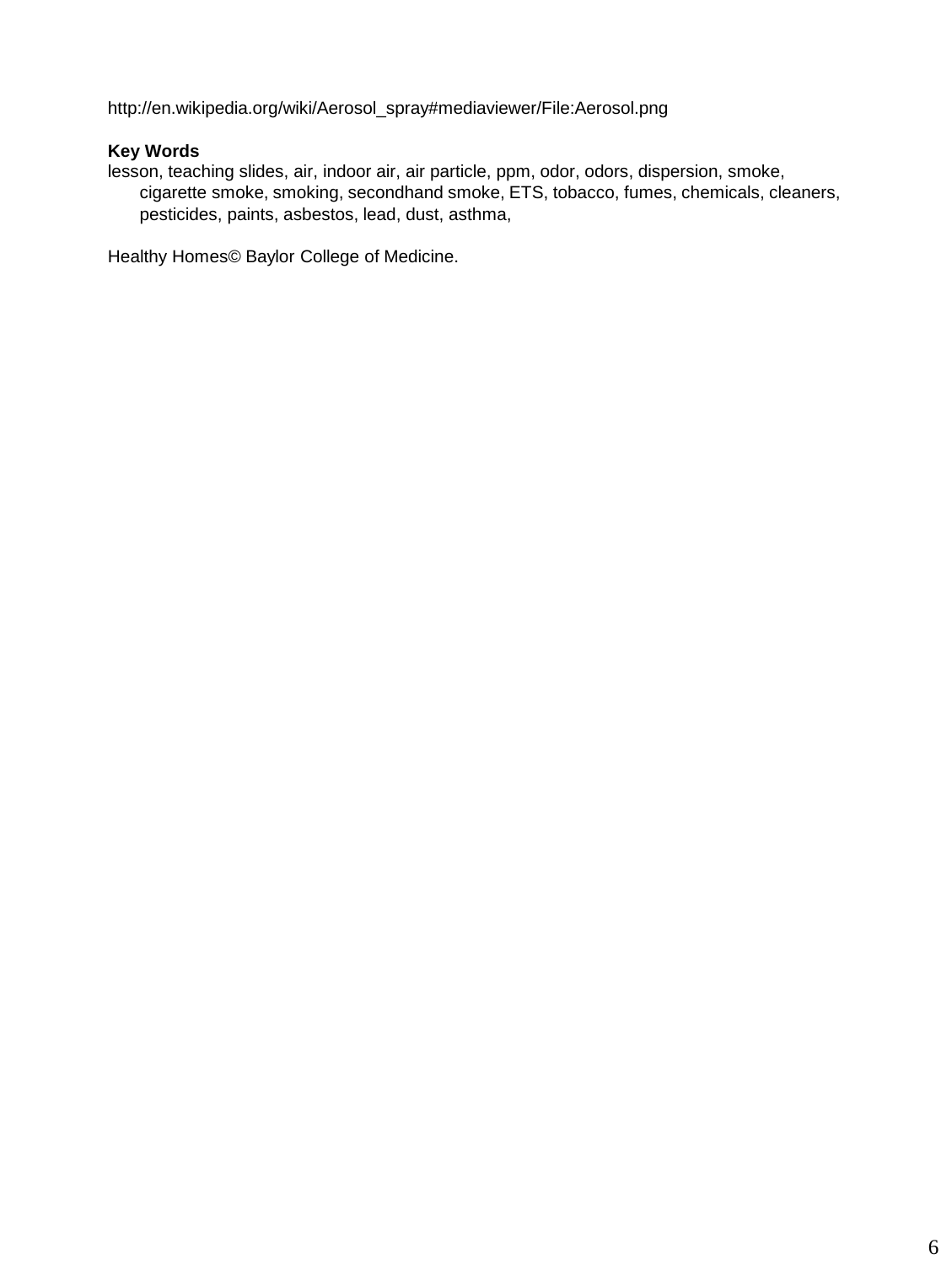http://en.wikipedia.org/wiki/Aerosol_spray#mediaviewer/File:Aerosol.png

**Key Words**

lesson, teaching slides, air, indoor air, air particle, ppm, odor, odors, dispersion, smoke, cigarette smoke, smoking, secondhand smoke, ETS, tobacco, fumes, chemicals, cleaners, pesticides, paints, asbestos, lead, dust, asthma,

Healthy Homes© Baylor College of Medicine.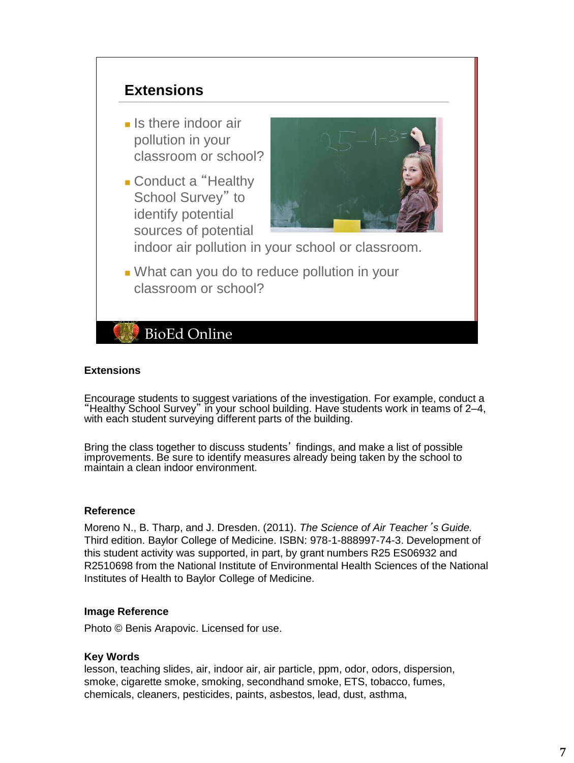## Extensions

- Is there indoor air pollution in your classroom or school?
- Conduct a “Healthy School Survey” to identify potential sources of potential indoor air pollution in your school or classroom.
- What can you do to reduce pollution in your classroom or school?

BioEd Online

### Extensions

Encourage students to suggest variations of the investigation. For example, conduct a “Healthy School Survey” in your school building. Have students work in teams of 2–4, with each student surveying different parts of the building.

Bring the class together to discuss students’ findings, and make a list of possible improvements. Be sure to identify measures already being taken by the school to maintain a clean indoor environment.

### Reference

Moreno N., B. Tharp, and J. Dresden. (2011). *The Science of Air Teacher’s Guide.* Third edition. Baylor College of Medicine. ISBN: 978-1-888997-74-3. Development of this student activity was supported, in part, by grant numbers R25 ES06932 and R2510698 from the National Institute of Environmental Health Sciences of the National Institutes of Health to Baylor College of Medicine.

### Image Reference

Photo © Benis Arapovic. Licensed for use.

### Key Words

lesson, teaching slides, air, indoor air, air particle, ppm, odor, odors, dispersion, smoke, cigarette smoke, smoking, secondhand smoke, ETS, tobacco, fumes, chemicals, cleaners, pesticides, paints, asbestos, lead, dust, asthma,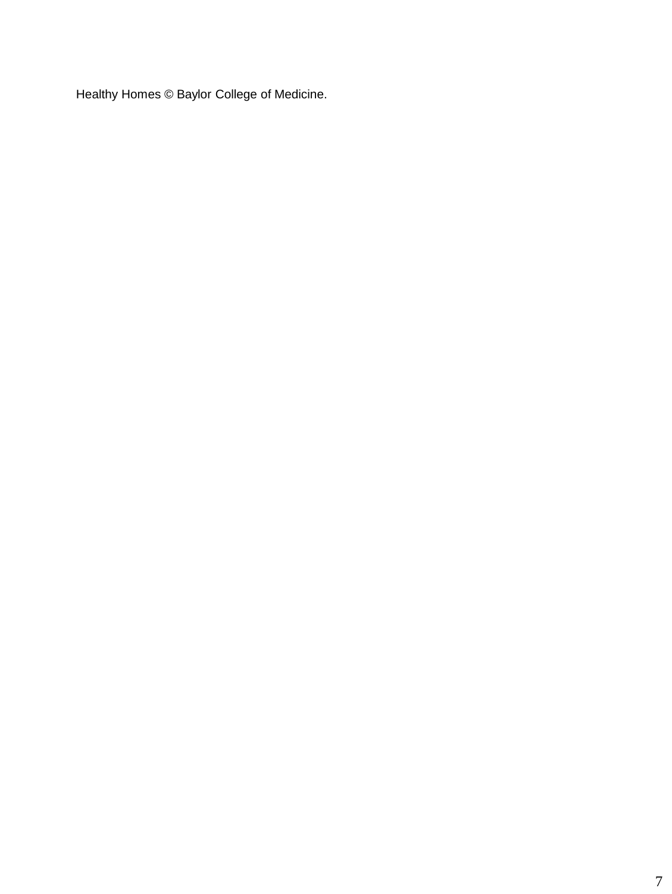Healthy Homes © Baylor College of Medicine.